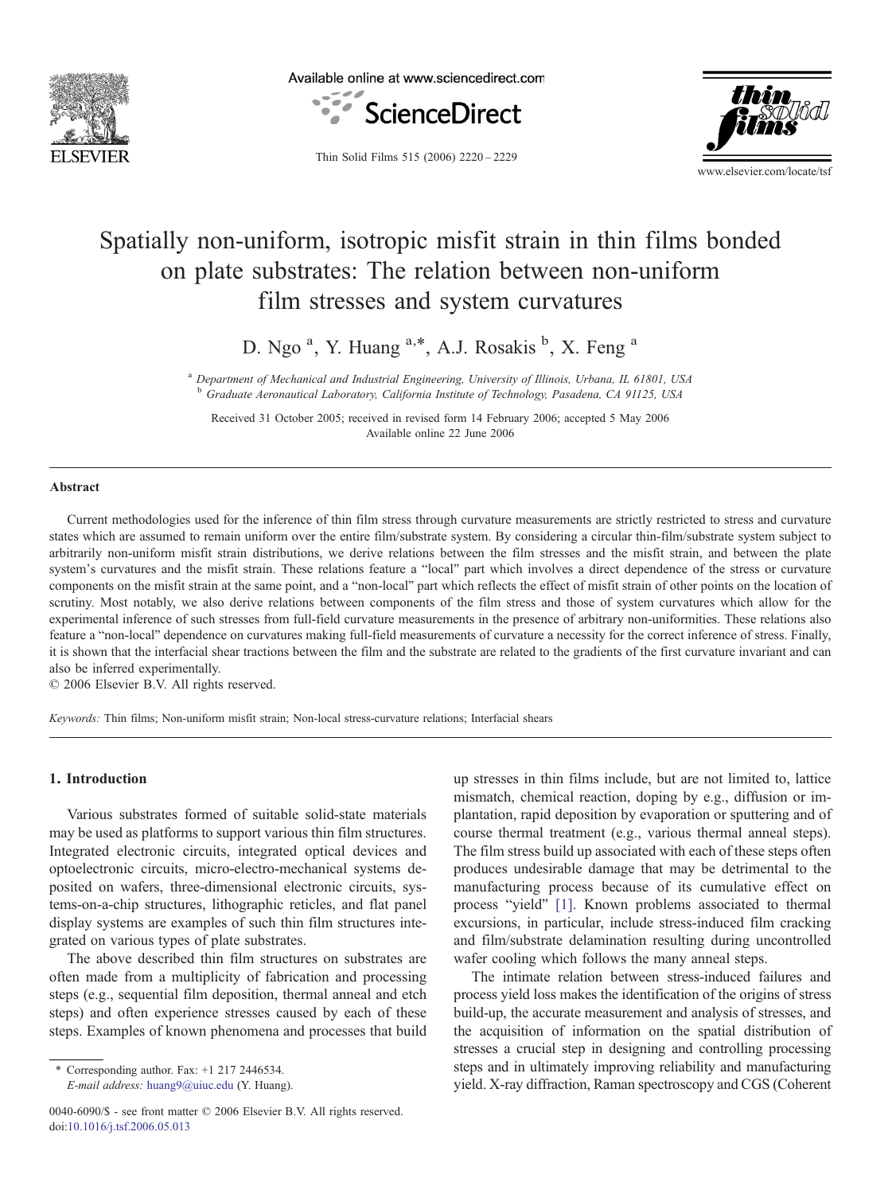# Spatially non-uniform, isotropic misfit strain in thin films bonded on plate substrates: The relation between non-uniform film stresses and system curvatures

D. Ngo [a], Y. Huang [a,*], A.J. Rosakis [b], X. Feng [a]

[a] Department of Mechanical and Industrial Engineering, University of Illinois, Urbana, IL 61801, USA
[b] Graduate Aeronautical Laboratory, California Institute of Technology, Pasadena, CA 91125, USA

Received 31 October 2005; received in revised form 14 February 2006; accepted 5 May 2006
Available online 22 June 2006

## Abstract

Current methodologies used for the inference of thin film stress through curvature measurements are strictly restricted to stress and curvature states which are assumed to remain uniform over the entire film/substrate system. By considering a circular thin-film/substrate system subject to arbitrarily non-uniform misfit strain distributions, we derive relations between the film stresses and the misfit strain, and between the plate system's curvatures and the misfit strain. These relations feature a "local" part which involves a direct dependence of the stress or curvature components on the misfit strain at the same point, and a "non-local" part which reflects the effect of misfit strain of other points on the location of scrutiny. Most notably, we also derive relations between components of the film stress and those of system curvatures which allow for the experimental inference of such stresses from full-field curvature measurements in the presence of arbitrary non-uniformities. These relations also feature a "non-local" dependence on curvatures making full-field measurements of curvature a necessity for the correct inference of stress. Finally, it is shown that the interfacial shear tractions between the film and the substrate are related to the gradients of the first curvature invariant and can also be inferred experimentally.

© 2006 Elsevier B.V. All rights reserved.

*Keywords:* Thin films; Non-uniform misfit strain; Non-local stress-curvature relations; Interfacial shears

## 1. Introduction

Various substrates formed of suitable solid-state materials may be used as platforms to support various thin film structures. Integrated electronic circuits, integrated optical devices and optoelectronic circuits, micro-electro-mechanical systems deposited on wafers, three-dimensional electronic circuits, systems-on-a-chip structures, lithographic reticles, and flat panel display systems are examples of such thin film structures integrated on various types of plate substrates.

The above described thin film structures on substrates are often made from a multiplicity of fabrication and processing steps (e.g., sequential film deposition, thermal anneal and etch steps) and often experience stresses caused by each of these steps. Examples of known phenomena and processes that build up stresses in thin films include, but are not limited to, lattice mismatch, chemical reaction, doping by e.g., diffusion or implantation, rapid deposition by evaporation or sputtering and of course thermal treatment (e.g., various thermal anneal steps). The film stress build up associated with each of these steps often produces undesirable damage that may be detrimental to the manufacturing process because of its cumulative effect on process "yield" [1]. Known problems associated to thermal excursions, in particular, include stress-induced film cracking and film/substrate delamination resulting during uncontrolled wafer cooling which follows the many anneal steps.

The intimate relation between stress-induced failures and process yield loss makes the identification of the origins of stress build-up, the accurate measurement and analysis of stresses, and the acquisition of information on the spatial distribution of stresses a crucial step in designing and controlling processing steps and in ultimately improving reliability and manufacturing yield. X-ray diffraction, Raman spectroscopy and CGS (Coherent

\* Corresponding author. Fax: +1 217 2446534.
*E-mail address:* huang9@uiuc.edu (Y. Huang).

0040-6090/$ - see front matter © 2006 Elsevier B.V. All rights reserved.
doi:10.1016/j.tsf.2006.05.013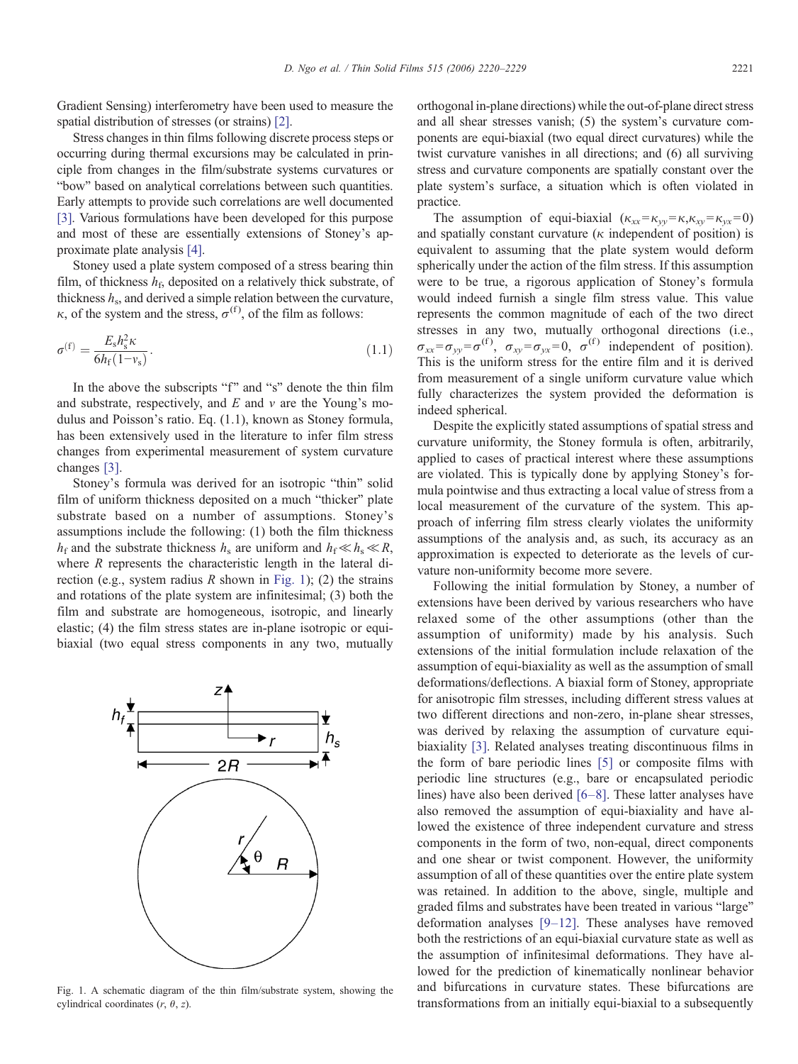Gradient Sensing) interferometry have been used to measure the spatial distribution of stresses (or strains) [2].

Stress changes in thin films following discrete process steps or occurring during thermal excursions may be calculated in principle from changes in the film/substrate systems curvatures or "bow" based on analytical correlations between such quantities. Early attempts to provide such correlations are well documented [3]. Various formulations have been developed for this purpose and most of these are essentially extensions of Stoney's approximate plate analysis [4].

Stoney used a plate system composed of a stress bearing thin film, of thickness $h_f$, deposited on a relatively thick substrate, of thickness $h_s$, and derived a simple relation between the curvature, $\kappa$, of the system and the stress, $\sigma^{(f)}$, of the film as follows:

$$\sigma^{(f)} = \frac{E_s h_s^2 \kappa}{6 h_f (1 - v_s)}. \tag{1.1}$$

In the above the subscripts "f" and "s" denote the thin film and substrate, respectively, and $E$ and $v$ are the Young's modulus and Poisson's ratio. Eq. (1.1), known as Stoney formula, has been extensively used in the literature to infer film stress changes from experimental measurement of system curvature changes [3].

Stoney's formula was derived for an isotropic "thin" solid film of uniform thickness deposited on a much "thicker" plate substrate based on a number of assumptions. Stoney's assumptions include the following: (1) both the film thickness $h_f$ and the substrate thickness $h_s$ are uniform and $h_f \ll h_s \ll R$, where $R$ represents the characteristic length in the lateral direction (e.g., system radius $R$ shown in Fig. 1); (2) the strains and rotations of the plate system are infinitesimal; (3) both the film and substrate are homogeneous, isotropic, and linearly elastic; (4) the film stress states are in-plane isotropic or equi-biaxial (two equal stress components in any two, mutually orthogonal in-plane directions) while the out-of-plane direct stress and all shear stresses vanish; (5) the system's curvature components are equi-biaxial (two equal direct curvatures) while the twist curvature vanishes in all directions; and (6) all surviving stress and curvature components are spatially constant over the plate system's surface, a situation which is often violated in practice.

The assumption of equi-biaxial ($\kappa_{xx} = \kappa_{yy} = \kappa, \kappa_{xy} = \kappa_{yx} = 0$) and spatially constant curvature ($\kappa$ independent of position) is equivalent to assuming that the plate system would deform spherically under the action of the film stress. If this assumption were to be true, a rigorous application of Stoney's formula would indeed furnish a single film stress value. This value represents the common magnitude of each of the two direct stresses in any two, mutually orthogonal directions (i.e., $\sigma_{xx} = \sigma_{yy} = \sigma^{(f)}$, $\sigma_{xy} = \sigma_{yx} = 0$, $\sigma^{(f)}$ independent of position). This is the uniform stress for the entire film and it is derived from measurement of a single uniform curvature value which fully characterizes the system provided the deformation is indeed spherical.

Despite the explicitly stated assumptions of spatial stress and curvature uniformity, the Stoney formula is often, arbitrarily, applied to cases of practical interest where these assumptions are violated. This is typically done by applying Stoney's formula pointwise and thus extracting a local value of stress from a local measurement of the curvature of the system. This approach of inferring film stress clearly violates the uniformity assumptions of the analysis and, as such, its accuracy as an approximation is expected to deteriorate as the levels of curvature non-uniformity become more severe.

Following the initial formulation by Stoney, a number of extensions have been derived by various researchers who have relaxed some of the other assumptions (other than the assumption of uniformity) made by his analysis. Such extensions of the initial formulation include relaxation of the assumption of equi-biaxiality as well as the assumption of small deformations/deflections. A biaxial form of Stoney, appropriate for anisotropic film stresses, including different stress values at two different directions and non-zero, in-plane shear stresses, was derived by relaxing the assumption of curvature equi-biaxiality [3]. Related analyses treating discontinuous films in the form of bare periodic lines [5] or composite films with periodic line structures (e.g., bare or encapsulated periodic lines) have also been derived [6–8]. These latter analyses have also removed the assumption of equi-biaxiality and have allowed the existence of three independent curvature and stress components in the form of two, non-equal, direct components and one shear or twist component. However, the uniformity assumption of all of these quantities over the entire plate system was retained. In addition to the above, single, multiple and graded films and substrates have been treated in various "large" deformation analyses [9–12]. These analyses have removed both the restrictions of an equi-biaxial curvature state as well as the assumption of infinitesimal deformations. They have allowed for the prediction of kinematically nonlinear behavior and bifurcations in curvature states. These bifurcations are transformations from an initially equi-biaxial to a subsequently

$h_f$
$z$
$r$
$h_s$
$2R$
$r$
$\theta$
$R$

Fig. 1. A schematic diagram of the thin film/substrate system, showing the cylindrical coordinates ($r$, $\theta$, $z$).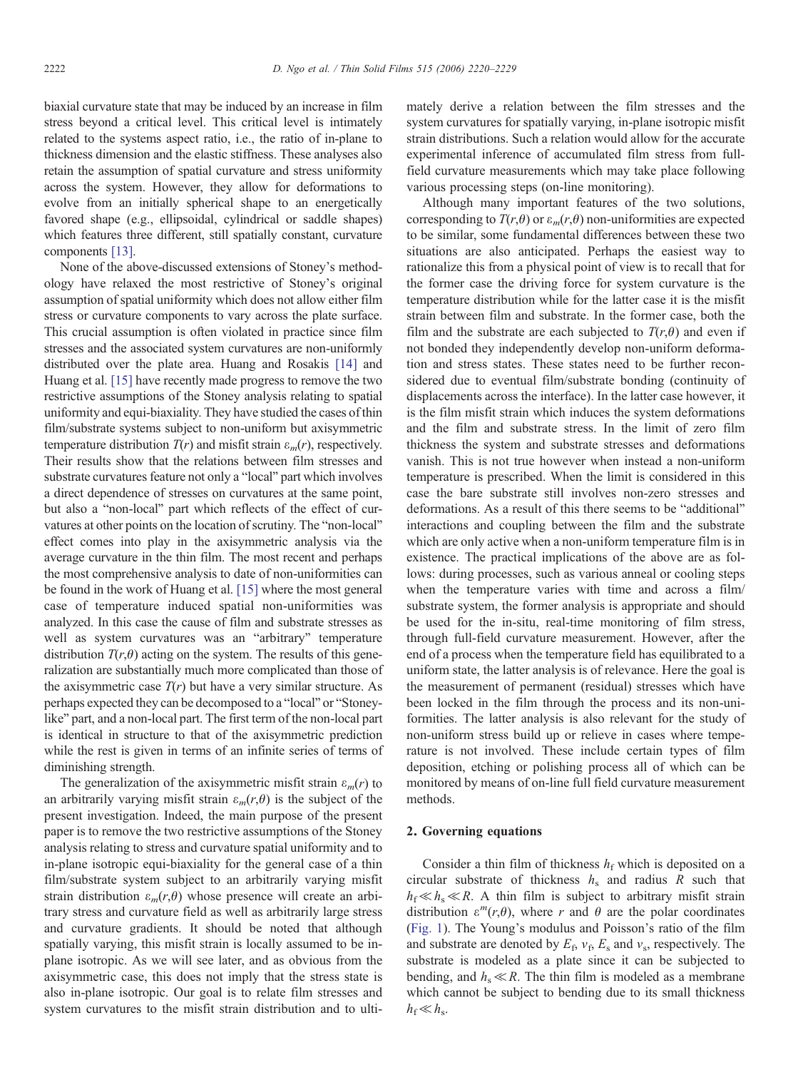biaxial curvature state that may be induced by an increase in film stress beyond a critical level. This critical level is intimately related to the systems aspect ratio, i.e., the ratio of in-plane to thickness dimension and the elastic stiffness. These analyses also retain the assumption of spatial curvature and stress uniformity across the system. However, they allow for deformations to evolve from an initially spherical shape to an energetically favored shape (e.g., ellipsoidal, cylindrical or saddle shapes) which features three different, still spatially constant, curvature components [13].

None of the above-discussed extensions of Stoney's methodology have relaxed the most restrictive of Stoney's original assumption of spatial uniformity which does not allow either film stress or curvature components to vary across the plate surface. This crucial assumption is often violated in practice since film stresses and the associated system curvatures are non-uniformly distributed over the plate area. Huang and Rosakis [14] and Huang et al. [15] have recently made progress to remove the two restrictive assumptions of the Stoney analysis relating to spatial uniformity and equi-biaxiality. They have studied the cases of thin film/substrate systems subject to non-uniform but axisymmetric temperature distribution $T(r)$ and misfit strain $\varepsilon_m(r)$, respectively. Their results show that the relations between film stresses and substrate curvatures feature not only a "local" part which involves a direct dependence of stresses on curvatures at the same point, but also a "non-local" part which reflects of the effect of curvatures at other points on the location of scrutiny. The "non-local" effect comes into play in the axisymmetric analysis via the average curvature in the thin film. The most recent and perhaps the most comprehensive analysis to date of non-uniformities can be found in the work of Huang et al. [15] where the most general case of temperature induced spatial non-uniformities was analyzed. In this case the cause of film and substrate stresses as well as system curvatures was an "arbitrary" temperature distribution $T(r,\theta)$ acting on the system. The results of this generalization are substantially much more complicated than those of the axisymmetric case $T(r)$ but have a very similar structure. As perhaps expected they can be decomposed to a "local" or "Stoney-like" part, and a non-local part. The first term of the non-local part is identical in structure to that of the axisymmetric prediction while the rest is given in terms of an infinite series of terms of diminishing strength.

The generalization of the axisymmetric misfit strain $\varepsilon_m(r)$ to an arbitrarily varying misfit strain $\varepsilon_m(r,\theta)$ is the subject of the present investigation. Indeed, the main purpose of the present paper is to remove the two restrictive assumptions of the Stoney analysis relating to stress and curvature spatial uniformity and to in-plane isotropic equi-biaxiality for the general case of a thin film/substrate system subject to an arbitrarily varying misfit strain distribution $\varepsilon_m(r,\theta)$ whose presence will create an arbitrary stress and curvature field as well as arbitrarily large stress and curvature gradients. It should be noted that although spatially varying, this misfit strain is locally assumed to be in-plane isotropic. As we will see later, and as obvious from the axisymmetric case, this does not imply that the stress state is also in-plane isotropic. Our goal is to relate film stresses and system curvatures to the misfit strain distribution and to ultimately derive a relation between the film stresses and the system curvatures for spatially varying, in-plane isotropic misfit strain distributions. Such a relation would allow for the accurate experimental inference of accumulated film stress from full-field curvature measurements which may take place following various processing steps (on-line monitoring).

Although many important features of the two solutions, corresponding to $T(r,\theta)$ or $\varepsilon_m(r,\theta)$ non-uniformities are expected to be similar, some fundamental differences between these two situations are also anticipated. Perhaps the easiest way to rationalize this from a physical point of view is to recall that for the former case the driving force for system curvature is the temperature distribution while for the latter case it is the misfit strain between film and substrate. In the former case, both the film and the substrate are each subjected to $T(r,\theta)$ and even if not bonded they independently develop non-uniform deformation and stress states. These states need to be further reconsidered due to eventual film/substrate bonding (continuity of displacements across the interface). In the latter case however, it is the film misfit strain which induces the system deformations and the film and substrate stress. In the limit of zero film thickness the system and substrate stresses and deformations vanish. This is not true however when instead a non-uniform temperature is prescribed. When the limit is considered in this case the bare substrate still involves non-zero stresses and deformations. As a result of this there seems to be "additional" interactions and coupling between the film and the substrate which are only active when a non-uniform temperature film is in existence. The practical implications of the above are as follows: during processes, such as various anneal or cooling steps when the temperature varies with time and across a film/substrate system, the former analysis is appropriate and should be used for the in-situ, real-time monitoring of film stress, through full-field curvature measurement. However, after the end of a process when the temperature field has equilibrated to a uniform state, the latter analysis is of relevance. Here the goal is the measurement of permanent (residual) stresses which have been locked in the film through the process and its non-uniformities. The latter analysis is also relevant for the study of non-uniform stress build up or relieve in cases where temperature is not involved. These include certain types of film deposition, etching or polishing process all of which can be monitored by means of on-line full field curvature measurement methods.

## 2. Governing equations

Consider a thin film of thickness $h_f$ which is deposited on a circular substrate of thickness $h_s$ and radius $R$ such that $h_f \ll h_s \ll R$. A thin film is subject to arbitrary misfit strain distribution $\varepsilon^m(r,\theta)$, where $r$ and $\theta$ are the polar coordinates (Fig. 1). The Young's modulus and Poisson's ratio of the film and substrate are denoted by $E_f$, $\nu_f$, $E_s$ and $\nu_s$, respectively. The substrate is modeled as a plate since it can be subjected to bending, and $h_s \ll R$. The thin film is modeled as a membrane which cannot be subject to bending due to its small thickness $h_f \ll h_s$.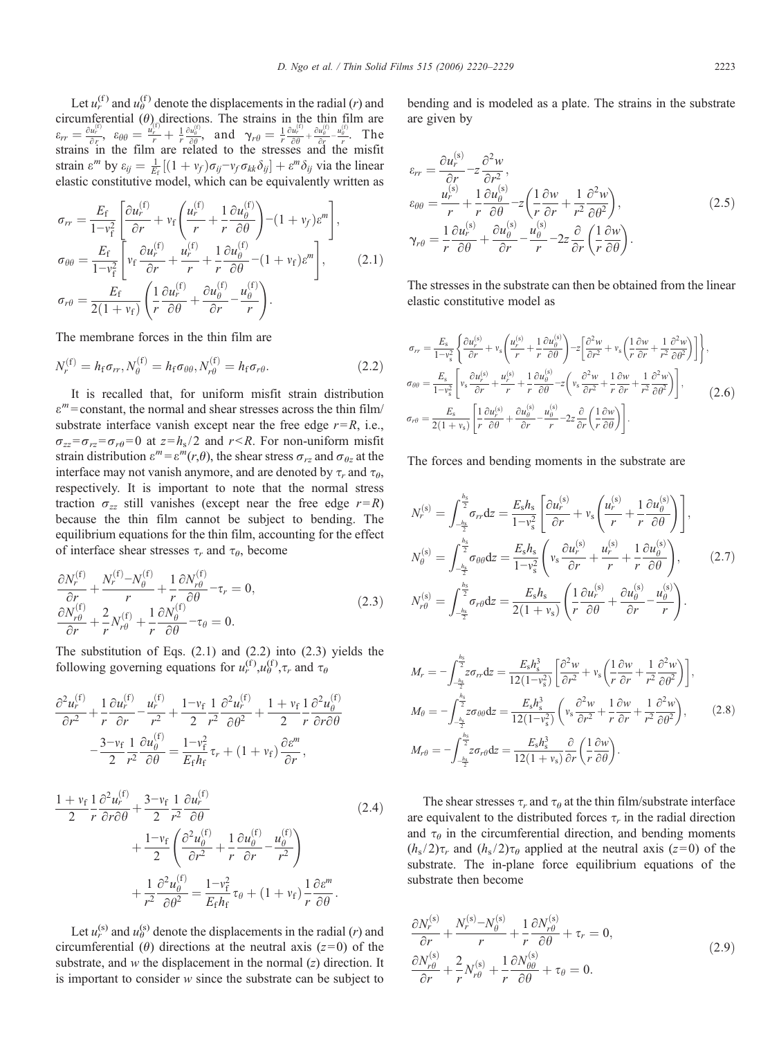Let $u_r^{(f)}$ and $u_\theta^{(f)}$ denote the displacements in the radial ($r$) and circumferential ($\theta$) directions. The strains in the thin film are $\varepsilon_{rr} = \frac{\partial u_r^{(f)}}{\partial r}$, $\varepsilon_{\theta\theta} = \frac{u_r^{(f)}}{r} + \frac{1}{r}\frac{\partial u_\theta^{(f)}}{\partial \theta}$, and $\gamma_{r\theta} = \frac{1}{r}\frac{\partial u_r^{(f)}}{\partial \theta} + \frac{\partial u_\theta^{(f)}}{\partial r} - \frac{u_\theta^{(f)}}{r}$. The strains in the film are related to the stresses and the misfit strain $\varepsilon^m$ by $\varepsilon_{ij} = \frac{1}{E_f}[(1+\nu_f)\sigma_{ij} - \nu_f \sigma_{kk}\delta_{ij}] + \varepsilon^m \delta_{ij}$ via the linear elastic constitutive model, which can be equivalently written as

$$
\begin{aligned}
\sigma_{rr} &= \frac{E_f}{1-\nu_f^2}\left[\frac{\partial u_r^{(f)}}{\partial r} + \nu_f\left(\frac{u_r^{(f)}}{r} + \frac{1}{r}\frac{\partial u_\theta^{(f)}}{\partial \theta}\right) - (1+\nu_f)\varepsilon^m\right], \\
\sigma_{\theta\theta} &= \frac{E_f}{1-\nu_f^2}\left[\nu_f \frac{\partial u_r^{(f)}}{\partial r} + \frac{u_r^{(f)}}{r} + \frac{1}{r}\frac{\partial u_\theta^{(f)}}{\partial \theta} - (1+\nu_f)\varepsilon^m\right], \\
\sigma_{r\theta} &= \frac{E_f}{2(1+\nu_f)}\left(\frac{1}{r}\frac{\partial u_r^{(f)}}{\partial \theta} + \frac{\partial u_\theta^{(f)}}{\partial r} - \frac{u_\theta^{(f)}}{r}\right).
\end{aligned}
\tag{2.1}
$$

The membrane forces in the thin film are

$$
N_r^{(f)} = h_f \sigma_{rr}, N_\theta^{(f)} = h_f \sigma_{\theta\theta}, N_{r\theta}^{(f)} = h_f \sigma_{r\theta}. \tag{2.2}
$$

It is recalled that, for uniform misfit strain distribution $\varepsilon^m$=constant, the normal and shear stresses across the thin film/substrate interface vanish except near the free edge $r=R$, i.e., $\sigma_{zz}=\sigma_{rz}=\sigma_{r\theta}=0$ at $z=h_s/2$ and $r<R$. For non-uniform misfit strain distribution $\varepsilon^m=\varepsilon^m(r,\theta)$, the shear stress $\sigma_{rz}$ and $\sigma_{\theta z}$ at the interface may not vanish anymore, and are denoted by $\tau_r$ and $\tau_\theta$, respectively. It is important to note that the normal stress traction $\sigma_{zz}$ still vanishes (except near the free edge $r=R$) because the thin film cannot be subject to bending. The equilibrium equations for the thin film, accounting for the effect of interface shear stresses $\tau_r$ and $\tau_\theta$, become

$$
\begin{aligned}
&\frac{\partial N_r^{(f)}}{\partial r} + \frac{N_r^{(f)} - N_\theta^{(f)}}{r} + \frac{1}{r}\frac{\partial N_{r\theta}^{(f)}}{\partial \theta} - \tau_r = 0, \\
&\frac{\partial N_{r\theta}^{(f)}}{\partial r} + \frac{2}{r}N_{r\theta}^{(f)} + \frac{1}{r}\frac{\partial N_\theta^{(f)}}{\partial \theta} - \tau_\theta = 0.
\end{aligned}
\tag{2.3}
$$

The substitution of Eqs. (2.1) and (2.2) into (2.3) yields the following governing equations for $u_r^{(f)}, u_\theta^{(f)}, \tau_r$ and $\tau_\theta$

$$
\begin{aligned}
&\frac{\partial^2 u_r^{(f)}}{\partial r^2} + \frac{1}{r}\frac{\partial u_r^{(f)}}{\partial r} - \frac{u_r^{(f)}}{r^2} + \frac{1-\nu_f}{2}\frac{1}{r^2}\frac{\partial^2 u_r^{(f)}}{\partial \theta^2} + \frac{1+\nu_f}{2}\frac{1}{r}\frac{\partial^2 u_\theta^{(f)}}{\partial r \partial \theta} \\
&\quad - \frac{3-\nu_f}{2}\frac{1}{r^2}\frac{\partial u_\theta^{(f)}}{\partial \theta} = \frac{1-\nu_f^2}{E_f h_f}\tau_r + (1+\nu_f)\frac{\partial \varepsilon^m}{\partial r},
\end{aligned}
$$

$$
\begin{aligned}
&\frac{1+\nu_f}{2}\frac{1}{r}\frac{\partial^2 u_r^{(f)}}{\partial r \partial \theta} + \frac{3-\nu_f}{2}\frac{1}{r^2}\frac{\partial u_r^{(f)}}{\partial \theta} \\
&\quad + \frac{1-\nu_f}{2}\left(\frac{\partial^2 u_\theta^{(f)}}{\partial r^2} + \frac{1}{r}\frac{\partial u_\theta^{(f)}}{\partial r} - \frac{u_\theta^{(f)}}{r^2}\right) \\
&\quad + \frac{1}{r^2}\frac{\partial^2 u_\theta^{(f)}}{\partial \theta^2} = \frac{1-\nu_f^2}{E_f h_f}\tau_\theta + (1+\nu_f)\frac{1}{r}\frac{\partial \varepsilon^m}{\partial \theta}.
\end{aligned}
\tag{2.4}
$$

Let $u_r^{(s)}$ and $u_\theta^{(s)}$ denote the displacements in the radial ($r$) and circumferential ($\theta$) directions at the neutral axis ($z=0$) of the substrate, and $w$ the displacement in the normal ($z$) direction. It is important to consider $w$ since the substrate can be subject to bending and is modeled as a plate. The strains in the substrate are given by

$$
\begin{aligned}
\varepsilon_{rr} &= \frac{\partial u_r^{(s)}}{\partial r} - z\frac{\partial^2 w}{\partial r^2}, \\
\varepsilon_{\theta\theta} &= \frac{u_r^{(s)}}{r} + \frac{1}{r}\frac{\partial u_\theta^{(s)}}{\partial \theta} - z\left(\frac{1}{r}\frac{\partial w}{\partial r} + \frac{1}{r^2}\frac{\partial^2 w}{\partial \theta^2}\right), \\
\gamma_{r\theta} &= \frac{1}{r}\frac{\partial u_r^{(s)}}{\partial \theta} + \frac{\partial u_\theta^{(s)}}{\partial r} - \frac{u_\theta^{(s)}}{r} - 2z\frac{\partial}{\partial r}\left(\frac{1}{r}\frac{\partial w}{\partial \theta}\right).
\end{aligned}
\tag{2.5}
$$

The stresses in the substrate can then be obtained from the linear elastic constitutive model as

$$
\begin{aligned}
\sigma_{rr} &= \frac{E_s}{1-\nu_s^2}\left\{\frac{\partial u_r^{(s)}}{\partial r} + \nu_s\left(\frac{u_r^{(s)}}{r} + \frac{1}{r}\frac{\partial u_\theta^{(s)}}{\partial \theta}\right) - z\left[\frac{\partial^2 w}{\partial r^2} + \nu_s\left(\frac{1}{r}\frac{\partial w}{\partial r} + \frac{1}{r^2}\frac{\partial^2 w}{\partial \theta^2}\right)\right]\right\}, \\
\sigma_{\theta\theta} &= \frac{E_s}{1-\nu_s^2}\left[\nu_s\frac{\partial u_r^{(s)}}{\partial r} + \frac{u_r^{(s)}}{r} + \frac{1}{r}\frac{\partial u_\theta^{(s)}}{\partial \theta} - z\left(\nu_s\frac{\partial^2 w}{\partial r^2} + \frac{1}{r}\frac{\partial w}{\partial r} + \frac{1}{r^2}\frac{\partial^2 w}{\partial \theta^2}\right)\right], \\
\sigma_{r\theta} &= \frac{E_s}{2(1+\nu_s)}\left[\frac{1}{r}\frac{\partial u_r^{(s)}}{\partial \theta} + \frac{\partial u_\theta^{(s)}}{\partial r} - \frac{u_\theta^{(s)}}{r} - 2z\frac{\partial}{\partial r}\left(\frac{1}{r}\frac{\partial w}{\partial \theta}\right)\right].
\end{aligned}
\tag{2.6}
$$

The forces and bending moments in the substrate are

$$
\begin{aligned}
N_r^{(s)} &= \int_{-\frac{h_s}{2}}^{\frac{h_s}{2}} \sigma_{rr}\,dz = \frac{E_s h_s}{1-\nu_s^2}\left[\frac{\partial u_r^{(s)}}{\partial r} + \nu_s\left(\frac{u_r^{(s)}}{r} + \frac{1}{r}\frac{\partial u_\theta^{(s)}}{\partial \theta}\right)\right], \\
N_\theta^{(s)} &= \int_{-\frac{h_s}{2}}^{\frac{h_s}{2}} \sigma_{\theta\theta}\,dz = \frac{E_s h_s}{1-\nu_s^2}\left(\nu_s\frac{\partial u_r^{(s)}}{\partial r} + \frac{u_r^{(s)}}{r} + \frac{1}{r}\frac{\partial u_\theta^{(s)}}{\partial \theta}\right), \\
N_{r\theta}^{(s)} &= \int_{-\frac{h_s}{2}}^{\frac{h_s}{2}} \sigma_{r\theta}\,dz = \frac{E_s h_s}{2(1+\nu_s)}\left(\frac{1}{r}\frac{\partial u_r^{(s)}}{\partial \theta} + \frac{\partial u_\theta^{(s)}}{\partial r} - \frac{u_\theta^{(s)}}{r}\right).
\end{aligned}
\tag{2.7}
$$

$$
\begin{aligned}
M_r &= -\int_{-\frac{h_s}{2}}^{\frac{h_s}{2}} z\sigma_{rr}\,dz = \frac{E_s h_s^3}{12(1-\nu_s^2)}\left[\frac{\partial^2 w}{\partial r^2} + \nu_s\left(\frac{1}{r}\frac{\partial w}{\partial r} + \frac{1}{r^2}\frac{\partial^2 w}{\partial \theta^2}\right)\right], \\
M_\theta &= -\int_{-\frac{h_s}{2}}^{\frac{h_s}{2}} z\sigma_{\theta\theta}\,dz = \frac{E_s h_s^3}{12(1-\nu_s^2)}\left(\nu_s\frac{\partial^2 w}{\partial r^2} + \frac{1}{r}\frac{\partial w}{\partial r} + \frac{1}{r^2}\frac{\partial^2 w}{\partial \theta^2}\right), \\
M_{r\theta} &= -\int_{-\frac{h_s}{2}}^{\frac{h_s}{2}} z\sigma_{r\theta}\,dz = \frac{E_s h_s^3}{12(1+\nu_s)}\frac{\partial}{\partial r}\left(\frac{1}{r}\frac{\partial w}{\partial \theta}\right).
\end{aligned}
\tag{2.8}
$$

The shear stresses $\tau_r$ and $\tau_\theta$ at the thin film/substrate interface are equivalent to the distributed forces $\tau_r$ in the radial direction and $\tau_\theta$ in the circumferential direction, and bending moments $(h_s/2)\tau_r$ and $(h_s/2)\tau_\theta$ applied at the neutral axis ($z=0$) of the substrate. The in-plane force equilibrium equations of the substrate then become

$$
\begin{aligned}
&\frac{\partial N_r^{(s)}}{\partial r} + \frac{N_r^{(s)} - N_\theta^{(s)}}{r} + \frac{1}{r}\frac{\partial N_{r\theta}^{(s)}}{\partial \theta} + \tau_r = 0, \\
&\frac{\partial N_{r\theta}^{(s)}}{\partial r} + \frac{2}{r}N_{r\theta}^{(s)} + \frac{1}{r}\frac{\partial N_{\theta\theta}^{(s)}}{\partial \theta} + \tau_\theta = 0.
\end{aligned}
\tag{2.9}
$$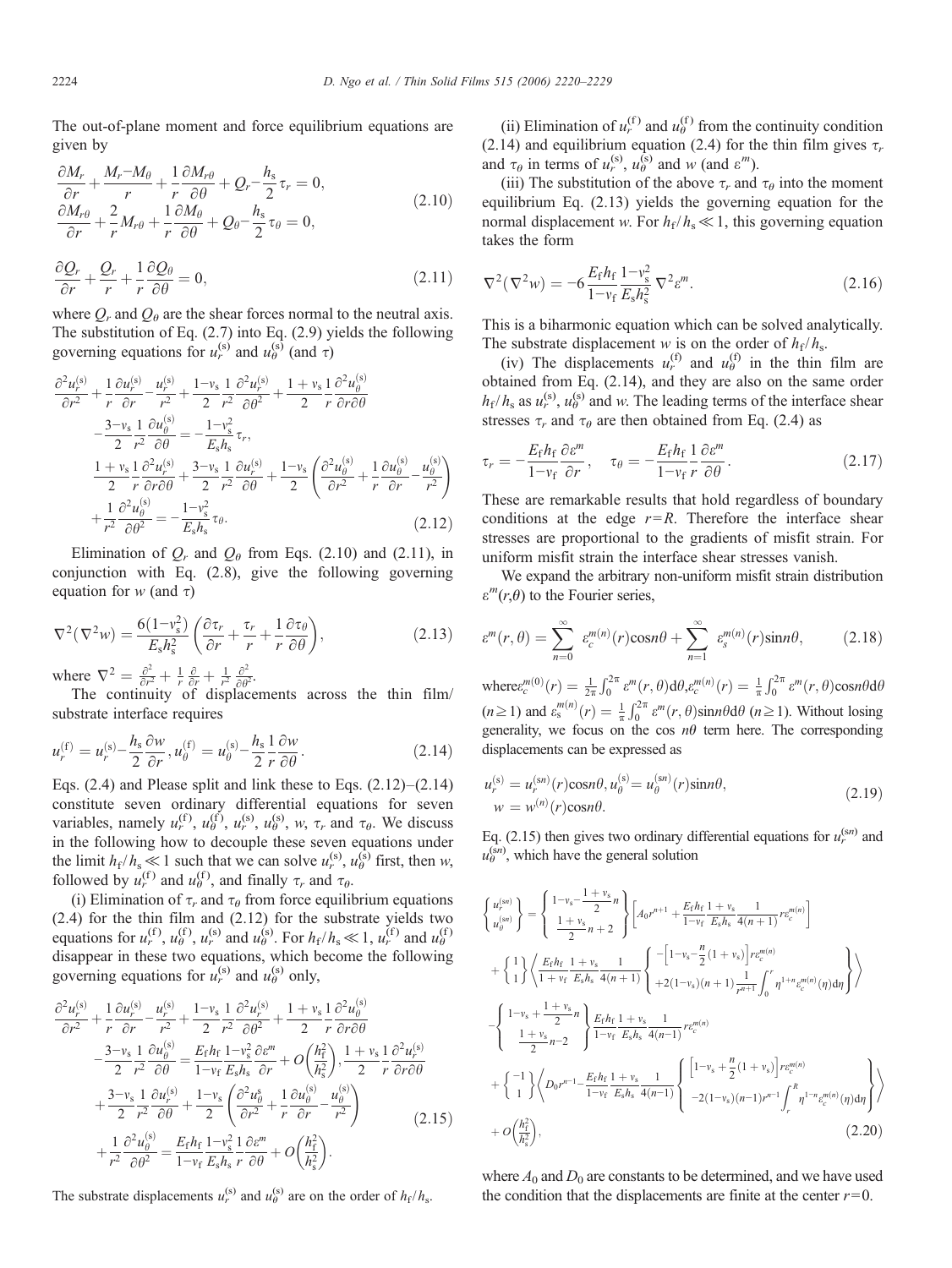The out-of-plane moment and force equilibrium equations are given by

$$\begin{aligned}
&\frac{\partial M_r}{\partial r}+\frac{M_r-M_\theta}{r}+\frac{1}{r}\frac{\partial M_{r\theta}}{\partial \theta}+Q_r-\frac{h_s}{2}\tau_r=0,\\
&\frac{\partial M_{r\theta}}{\partial r}+\frac{2}{r}M_{r\theta}+\frac{1}{r}\frac{\partial M_\theta}{\partial \theta}+Q_\theta-\frac{h_s}{2}\tau_\theta=0,
\end{aligned} \tag{2.10}$$

$$\frac{\partial Q_r}{\partial r}+\frac{Q_r}{r}+\frac{1}{r}\frac{\partial Q_\theta}{\partial \theta}=0, \tag{2.11}$$

where $Q_r$ and $Q_\theta$ are the shear forces normal to the neutral axis. The substitution of Eq. (2.7) into Eq. (2.9) yields the following governing equations for $u_r^{(s)}$ and $u_\theta^{(s)}$ (and $\tau$)

$$\begin{aligned}
&\frac{\partial^2 u_r^{(s)}}{\partial r^2}+\frac{1}{r}\frac{\partial u_r^{(s)}}{\partial r}-\frac{u_r^{(s)}}{r^2}+\frac{1-\nu_s}{2}\frac{1}{r^2}\frac{\partial^2 u_r^{(s)}}{\partial \theta^2}+\frac{1+\nu_s}{2}\frac{1}{r}\frac{\partial^2 u_\theta^{(s)}}{\partial r\partial \theta}\\
&\quad-\frac{3-\nu_s}{2}\frac{1}{r^2}\frac{\partial u_\theta^{(s)}}{\partial \theta}=-\frac{1-\nu_s^2}{E_s h_s}\tau_r,\\
&\frac{1+\nu_s}{2}\frac{1}{r}\frac{\partial^2 u_r^{(s)}}{\partial r\partial \theta}+\frac{3-\nu_s}{2}\frac{1}{r^2}\frac{\partial u_r^{(s)}}{\partial \theta}+\frac{1-\nu_s}{2}\left(\frac{\partial^2 u_\theta^{(s)}}{\partial r^2}+\frac{1}{r}\frac{\partial u_\theta^{(s)}}{\partial r}-\frac{u_\theta^{(s)}}{r^2}\right)\\
&\quad+\frac{1}{r^2}\frac{\partial^2 u_\theta^{(s)}}{\partial \theta^2}=-\frac{1-\nu_s^2}{E_s h_s}\tau_\theta.
\end{aligned} \tag{2.12}$$

Elimination of $Q_r$ and $Q_\theta$ from Eqs. (2.10) and (2.11), in conjunction with Eq. (2.8), give the following governing equation for $w$ (and $\tau$)

$$\nabla^2(\nabla^2 w)=\frac{6(1-\nu_s^2)}{E_s h_s^2}\left(\frac{\partial \tau_r}{\partial r}+\frac{\tau_r}{r}+\frac{1}{r}\frac{\partial \tau_\theta}{\partial \theta}\right), \tag{2.13}$$

where $\nabla^2=\frac{\partial^2}{\partial r^2}+\frac{1}{r}\frac{\partial}{\partial r}+\frac{1}{r^2}\frac{\partial^2}{\partial \theta^2}$.

The continuity of displacements across the thin film/substrate interface requires

$$u_r^{(f)}=u_r^{(s)}-\frac{h_s}{2}\frac{\partial w}{\partial r},\; u_\theta^{(f)}=u_\theta^{(s)}-\frac{h_s}{2}\frac{1}{r}\frac{\partial w}{\partial \theta}. \tag{2.14}$$

Eqs. (2.4) and Please split and link these to Eqs. (2.12)–(2.14) constitute seven ordinary differential equations for seven variables, namely $u_r^{(f)}$, $u_\theta^{(f)}$, $u_r^{(s)}$, $u_\theta^{(s)}$, $w$, $\tau_r$ and $\tau_\theta$. We discuss in the following how to decouple these seven equations under the limit $h_f/h_s \ll 1$ such that we can solve $u_r^{(s)}$, $u_\theta^{(s)}$ first, then $w$, followed by $u_r^{(f)}$ and $u_\theta^{(f)}$, and finally $\tau_r$ and $\tau_\theta$.

(i) Elimination of $\tau_r$ and $\tau_\theta$ from force equilibrium equations (2.4) for the thin film and (2.12) for the substrate yields two equations for $u_r^{(f)}$, $u_\theta^{(f)}$, $u_r^{(s)}$ and $u_\theta^{(s)}$. For $h_f/h_s \ll 1$, $u_r^{(f)}$ and $u_\theta^{(f)}$ disappear in these two equations, which become the following governing equations for $u_r^{(s)}$ and $u_\theta^{(s)}$ only,

$$\begin{aligned}
&\frac{\partial^2 u_r^{(s)}}{\partial r^2}+\frac{1}{r}\frac{\partial u_r^{(s)}}{\partial r}-\frac{u_r^{(s)}}{r^2}+\frac{1-\nu_s}{2}\frac{1}{r^2}\frac{\partial^2 u_r^{(s)}}{\partial \theta^2}+\frac{1+\nu_s}{2}\frac{1}{r}\frac{\partial^2 u_\theta^{(s)}}{\partial r\partial \theta}\\
&\quad-\frac{3-\nu_s}{2}\frac{1}{r^2}\frac{\partial u_\theta^{(s)}}{\partial \theta}=\frac{E_f h_f}{1-\nu_f}\frac{1-\nu_s^2}{E_s h_s}\frac{\partial \varepsilon^m}{\partial r}+O\left(\frac{h_f^2}{h_s^2}\right),\; \frac{1+\nu_s}{2}\frac{1}{r}\frac{\partial^2 u_r^{(s)}}{\partial r\partial \theta}\\
&\quad+\frac{3-\nu_s}{2}\frac{1}{r^2}\frac{\partial u_r^{(s)}}{\partial \theta}+\frac{1-\nu_s}{2}\left(\frac{\partial^2 u_\theta^{s}}{\partial r^2}+\frac{1}{r}\frac{\partial u_\theta^{(s)}}{\partial r}-\frac{u_\theta^{(s)}}{r^2}\right)\\
&\quad+\frac{1}{r^2}\frac{\partial^2 u_\theta^{(s)}}{\partial \theta^2}=\frac{E_f h_f}{1-\nu_f}\frac{1-\nu_s^2}{E_s h_s}\frac{1}{r}\frac{\partial \varepsilon^m}{\partial \theta}+O\left(\frac{h_f^2}{h_s^2}\right).
\end{aligned} \tag{2.15}$$

The substrate displacements $u_r^{(s)}$ and $u_\theta^{(s)}$ are on the order of $h_f/h_s$.

(ii) Elimination of $u_r^{(f)}$ and $u_\theta^{(f)}$ from the continuity condition (2.14) and equilibrium equation (2.4) for the thin film gives $\tau_r$ and $\tau_\theta$ in terms of $u_r^{(s)}$, $u_\theta^{(s)}$ and $w$ (and $\varepsilon^m$).

(iii) The substitution of the above $\tau_r$ and $\tau_\theta$ into the moment equilibrium Eq. (2.13) yields the governing equation for the normal displacement $w$. For $h_f/h_s \ll 1$, this governing equation takes the form

$$\nabla^2(\nabla^2 w)=-6\frac{E_f h_f}{1-\nu_f}\frac{1-\nu_s^2}{E_s h_s^2}\nabla^2\varepsilon^m. \tag{2.16}$$

This is a biharmonic equation which can be solved analytically. The substrate displacement $w$ is on the order of $h_f/h_s$.

(iv) The displacements $u_r^{(f)}$ and $u_\theta^{(f)}$ in the thin film are obtained from Eq. (2.14), and they are also on the same order $h_f/h_s$ as $u_r^{(s)}$, $u_\theta^{(s)}$ and $w$. The leading terms of the interface shear stresses $\tau_r$ and $\tau_\theta$ are then obtained from Eq. (2.4) as

$$\tau_r=-\frac{E_f h_f}{1-\nu_f}\frac{\partial \varepsilon^m}{\partial r},\quad \tau_\theta=-\frac{E_f h_f}{1-\nu_f}\frac{1}{r}\frac{\partial \varepsilon^m}{\partial \theta}. \tag{2.17}$$

These are remarkable results that hold regardless of boundary conditions at the edge $r=R$. Therefore the interface shear stresses are proportional to the gradients of misfit strain. For uniform misfit strain the interface shear stresses vanish.

We expand the arbitrary non-uniform misfit strain distribution $\varepsilon^m(r,\theta)$ to the Fourier series,

$$\varepsilon^m(r,\theta)=\sum_{n=0}^{\infty}\varepsilon_c^{m(n)}(r)\cos n\theta+\sum_{n=1}^{\infty}\varepsilon_s^{m(n)}(r)\sin n\theta, \tag{2.18}$$

where $\varepsilon_c^{m(0)}(r)=\frac{1}{2\pi}\int_0^{2\pi}\varepsilon^m(r,\theta)\mathrm{d}\theta$, $\varepsilon_c^{m(n)}(r)=\frac{1}{\pi}\int_0^{2\pi}\varepsilon^m(r,\theta)\cos n\theta \mathrm{d}\theta$ $(n\geq 1)$ and $\varepsilon_s^{m(n)}(r)=\frac{1}{\pi}\int_0^{2\pi}\varepsilon^m(r,\theta)\sin n\theta \mathrm{d}\theta$ $(n\geq 1)$. Without losing generality, we focus on the cos $n\theta$ term here. The corresponding displacements can be expressed as

$$\begin{aligned}
&u_r^{(s)}=u_r^{(sn)}(r)\cos n\theta,\; u_\theta^{(s)}=u_\theta^{(sn)}(r)\sin n\theta,\\
&w=w^{(n)}(r)\cos n\theta.
\end{aligned} \tag{2.19}$$

Eq. (2.15) then gives two ordinary differential equations for $u_r^{(sn)}$ and $u_\theta^{(sn)}$, which have the general solution

$$\begin{aligned}
\begin{Bmatrix} u_r^{(sn)} \\ u_\theta^{(sn)} \end{Bmatrix} &= \begin{Bmatrix} 1-\nu_s-\frac{1+\nu_s}{2}n \\ \frac{1+\nu_s}{2}n+2 \end{Bmatrix}\left[A_0 r^{n+1}+\frac{E_f h_f}{1-\nu_f}\frac{1+\nu_s}{E_s h_s}\frac{1}{4(n+1)}r\varepsilon_c^{m(n)}\right]\\
&+\begin{Bmatrix} 1 \\ 1 \end{Bmatrix}\left\langle \frac{E_f h_f}{1+\nu_f}\frac{1+\nu_s}{E_s h_s}\frac{1}{4(n+1)}\begin{Bmatrix} -\left[1-\nu_s-\frac{n}{2}(1+\nu_s)\right]r\varepsilon_c^{m(n)} \\ +2(1-\nu_s)(n+1)\frac{1}{r^{n+1}}\int_0^r \eta^{1+n}\varepsilon_c^{m(n)}(\eta)\mathrm{d}\eta \end{Bmatrix}\right\rangle\\
&-\begin{Bmatrix} 1-\nu_s+\frac{1+\nu_s}{2}n \\ \frac{1+\nu_s}{2}n-2 \end{Bmatrix}\frac{E_f h_f}{1-\nu_f}\frac{1+\nu_s}{E_s h_s}\frac{1}{4(n-1)}r\varepsilon_c^{m(n)}\\
&+\begin{Bmatrix} -1 \\ 1 \end{Bmatrix}\left\langle D_0 r^{n-1}-\frac{E_f h_f}{1-\nu_f}\frac{1+\nu_s}{E_s h_s}\frac{1}{4(n-1)}\begin{Bmatrix} \left[1-\nu_s+\frac{n}{2}(1+\nu_s)\right]r\varepsilon_c^{m(n)} \\ -2(1-\nu_s)(n-1)r^{n-1}\int_r^R \eta^{1-n}\varepsilon_c^{m(n)}(\eta)\mathrm{d}\eta \end{Bmatrix}\right\rangle\\
&+O\left(\frac{h_f^2}{h_s^2}\right),
\end{aligned} \tag{2.20}$$

where $A_0$ and $D_0$ are constants to be determined, and we have used the condition that the displacements are finite at the center $r=0$.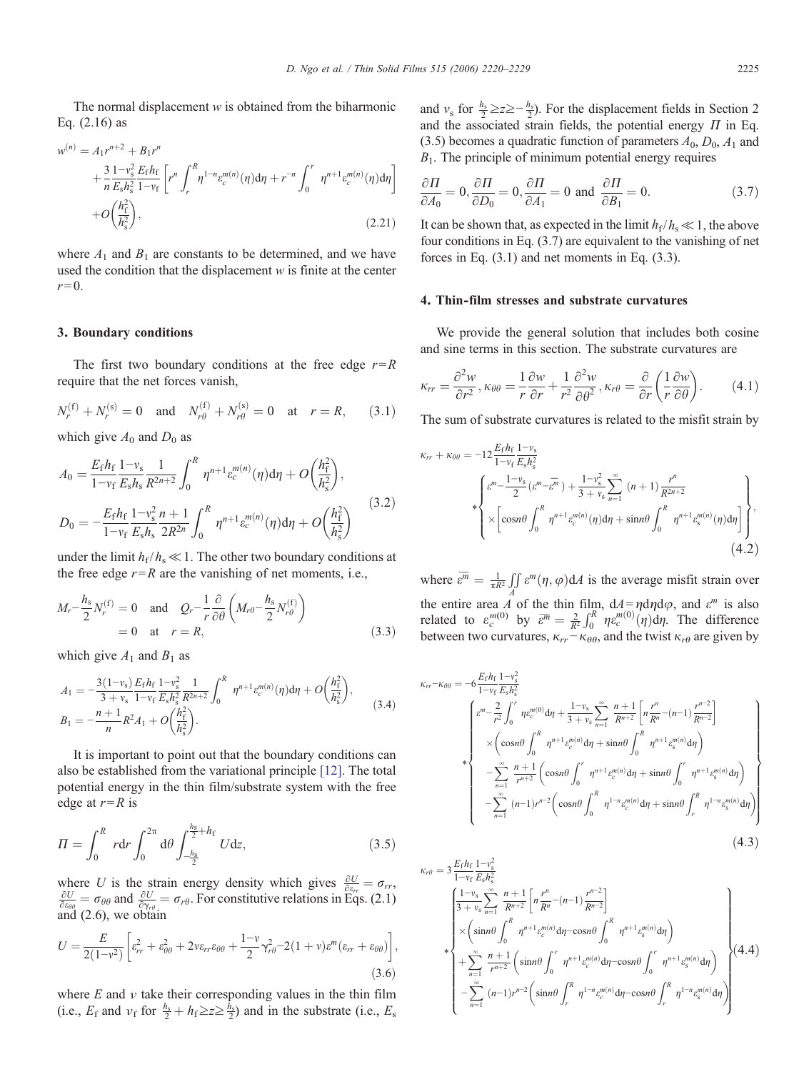The normal displacement $w$ is obtained from the biharmonic Eq. (2.16) as

$$w^{(n)} = A_1 r^{n+2} + B_1 r^n + \frac{3}{n}\frac{1-\nu_s^2}{E_s h_s^2}\frac{E_f h_f}{1-\nu_f}\left[r^n \int_r^R \eta^{1-n}\varepsilon_c^{m(n)}(\eta)\mathrm{d}\eta + r^{-n}\int_0^r \eta^{n+1}\varepsilon_c^{m(n)}(\eta)\mathrm{d}\eta\right] + O\left(\frac{h_f^2}{h_s^2}\right), \tag{2.21}$$

where $A_1$ and $B_1$ are constants to be determined, and we have used the condition that the displacement $w$ is finite at the center $r=0$.

## 3. Boundary conditions

The first two boundary conditions at the free edge $r=R$ require that the net forces vanish,

$$N_r^{(f)} + N_r^{(s)} = 0 \quad \text{and} \quad N_{r\theta}^{(f)} + N_{r\theta}^{(s)} = 0 \quad \text{at} \quad r=R, \tag{3.1}$$

which give $A_0$ and $D_0$ as

$$A_0 = \frac{E_f h_f}{1-\nu_f}\frac{1-\nu_s}{E_s h_s}\frac{1}{R^{2n+2}}\int_0^R \eta^{n+1}\varepsilon_c^{m(n)}(\eta)\mathrm{d}\eta + O\left(\frac{h_f^2}{h_s^2}\right),$$
$$D_0 = -\frac{E_f h_f}{1-\nu_f}\frac{1-\nu_s^2}{E_s h_s}\frac{n+1}{2R^{2n}}\int_0^R \eta^{n+1}\varepsilon_c^{m(n)}(\eta)\mathrm{d}\eta + O\left(\frac{h_f^2}{h_s^2}\right) \tag{3.2}$$

under the limit $h_f/h_s \ll 1$. The other two boundary conditions at the free edge $r=R$ are the vanishing of net moments, i.e.,

$$M_r - \frac{h_s}{2}N_r^{(f)} = 0 \quad \text{and} \quad Q_r - \frac{1}{r}\frac{\partial}{\partial\theta}\left(M_{r\theta} - \frac{h_s}{2}N_{r\theta}^{(f)}\right) = 0 \quad \text{at} \quad r=R, \tag{3.3}$$

which give $A_1$ and $B_1$ as

$$A_1 = -\frac{3(1-\nu_s)}{3+\nu_s}\frac{E_f h_f}{1-\nu_f}\frac{1-\nu_s^2}{E_s h_s^2}\frac{1}{R^{2n+2}}\int_0^R \eta^{n+1}\varepsilon_c^{m(n)}(\eta)\mathrm{d}\eta + O\left(\frac{h_f^2}{h_s^2}\right),$$
$$B_1 = -\frac{n+1}{n}R^2 A_1 + O\left(\frac{h_f^2}{h_s^2}\right). \tag{3.4}$$

It is important to point out that the boundary conditions can also be established from the variational principle [12]. The total potential energy in the thin film/substrate system with the free edge at $r=R$ is

$$\Pi = \int_0^R r\mathrm{d}r \int_0^{2\pi}\mathrm{d}\theta \int_{-\frac{h_s}{2}}^{\frac{h_s}{2}+h_f} U\mathrm{d}z, \tag{3.5}$$

where $U$ is the strain energy density which gives $\frac{\partial U}{\partial \varepsilon_{rr}} = \sigma_{rr}$, $\frac{\partial U}{\partial \varepsilon_{\theta\theta}} = \sigma_{\theta\theta}$ and $\frac{\partial U}{\partial \gamma_{r\theta}} = \sigma_{r\theta}$. For constitutive relations in Eqs. (2.1) and (2.6), we obtain

$$U = \frac{E}{2(1-\nu^2)}\left[\varepsilon_{rr}^2 + \varepsilon_{\theta\theta}^2 + 2\nu\varepsilon_{rr}\varepsilon_{\theta\theta} + \frac{1-\nu}{2}\gamma_{r\theta}^2 - 2(1+\nu)\varepsilon^m(\varepsilon_{rr}+\varepsilon_{\theta\theta})\right], \tag{3.6}$$

where $E$ and $\nu$ take their corresponding values in the thin film (i.e., $E_f$ and $\nu_f$ for $\frac{h_s}{2}+h_f \geq z \geq \frac{h_s}{2}$) and in the substrate (i.e., $E_s$ and $\nu_s$ for $\frac{h_s}{2} \geq z \geq -\frac{h_s}{2}$). For the displacement fields in Section 2 and the associated strain fields, the potential energy $\Pi$ in Eq. (3.5) becomes a quadratic function of parameters $A_0$, $D_0$, $A_1$ and $B_1$. The principle of minimum potential energy requires

$$\frac{\partial \Pi}{\partial A_0} = 0, \frac{\partial \Pi}{\partial D_0} = 0, \frac{\partial \Pi}{\partial A_1} = 0 \text{ and } \frac{\partial \Pi}{\partial B_1} = 0. \tag{3.7}$$

It can be shown that, as expected in the limit $h_f/h_s \ll 1$, the above four conditions in Eq. (3.7) are equivalent to the vanishing of net forces in Eq. (3.1) and net moments in Eq. (3.3).

## 4. Thin-film stresses and substrate curvatures

We provide the general solution that includes both cosine and sine terms in this section. The substrate curvatures are

$$\kappa_{rr} = \frac{\partial^2 w}{\partial r^2}, \kappa_{\theta\theta} = \frac{1}{r}\frac{\partial w}{\partial r} + \frac{1}{r^2}\frac{\partial^2 w}{\partial \theta^2}, \kappa_{r\theta} = \frac{\partial}{\partial r}\left(\frac{1}{r}\frac{\partial w}{\partial \theta}\right). \tag{4.1}$$

The sum of substrate curvatures is related to the misfit strain by

$$\kappa_{rr} + \kappa_{\theta\theta} = -12\frac{E_f h_f}{1-\nu_f}\frac{1-\nu_s}{E_s h_s^2} * \left\{ \begin{array}{l} \varepsilon^m - \frac{1-\nu_s}{2}(\varepsilon^m - \overline{\varepsilon^m}) + \frac{1-\nu_s^2}{3+\nu_s}\sum_{n=1}^{\infty}(n+1)\frac{r^n}{R^{2n+2}} \\ \times\left[\cos n\theta \int_0^R \eta^{n+1}\varepsilon_c^{m(n)}(\eta)\mathrm{d}\eta + \sin n\theta \int_0^R \eta^{n+1}\varepsilon_s^{m(n)}(\eta)\mathrm{d}\eta\right] \end{array} \right\}, \tag{4.2}$$

where $\overline{\varepsilon^m} = \frac{1}{\pi R^2}\iint_A \varepsilon^m(\eta,\varphi)\mathrm{d}A$ is the average misfit strain over the entire area $A$ of the thin film, $\mathrm{d}A = \eta\mathrm{d}\eta\mathrm{d}\varphi$, and $\varepsilon^m$ is also related to $\varepsilon_c^{m(0)}$ by $\overline{\varepsilon^m} = \frac{2}{R^2}\int_0^R \eta\varepsilon_c^{m(0)}(\eta)\mathrm{d}\eta$. The difference between two curvatures, $\kappa_{rr} - \kappa_{\theta\theta}$, and the twist $\kappa_{r\theta}$ are given by

$$\kappa_{rr} - \kappa_{\theta\theta} = -6\frac{E_f h_f}{1-\nu_f}\frac{1-\nu_s^2}{E_s h_s^2} * \left\{ \begin{array}{l} \varepsilon^m - \frac{2}{r^2}\int_0^r \eta\varepsilon_c^{m(0)}\mathrm{d}\eta + \frac{1-\nu_s}{3+\nu_s}\sum_{n=1}^{\infty}\frac{n+1}{R^{n+2}}\left[n\frac{r^n}{R^n} - (n-1)\frac{r^{n-2}}{R^{n-2}}\right] \\ \times\left(\cos n\theta \int_0^R \eta^{n+1}\varepsilon_c^{m(n)}\mathrm{d}\eta + \sin n\theta \int_0^R \eta^{n+1}\varepsilon_s^{m(n)}\mathrm{d}\eta\right) \\ -\sum_{n=1}^{\infty}\frac{n+1}{r^{n+2}}\left(\cos n\theta \int_0^r \eta^{n+1}\varepsilon_c^{m(n)}\mathrm{d}\eta + \sin n\theta \int_0^r \eta^{n+1}\varepsilon_s^{m(n)}\mathrm{d}\eta\right) \\ -\sum_{n=1}^{\infty}(n-1)r^{n-2}\left(\cos n\theta \int_0^R \eta^{1-n}\varepsilon_c^{m(n)}\mathrm{d}\eta + \sin n\theta \int_r^R \eta^{1-n}\varepsilon_s^{m(n)}\mathrm{d}\eta\right) \end{array} \right\} \tag{4.3}$$

$$\kappa_{r\theta} = 3\frac{E_f h_f}{1-\nu_f}\frac{1-\nu_s^2}{E_s h_s^2} * \left\{ \begin{array}{l} \frac{1-\nu_s}{3+\nu_s}\sum_{n=1}^{\infty}\frac{n+1}{R^{n+2}}\left[n\frac{r^n}{R^n} - (n-1)\frac{r^{n-2}}{R^{n-2}}\right] \\ \times\left(\sin n\theta \int_0^R \eta^{n+1}\varepsilon_c^{m(n)}\mathrm{d}\eta - \cos n\theta \int_0^R \eta^{n+1}\varepsilon_s^{m(n)}\mathrm{d}\eta\right) \\ +\sum_{n=1}^{\infty}\frac{n+1}{r^{n+2}}\left(\sin n\theta \int_0^r \eta^{n+1}\varepsilon_c^{m(n)}\mathrm{d}\eta - \cos n\theta \int_0^r \eta^{n+1}\varepsilon_s^{m(n)}\mathrm{d}\eta\right) \\ -\sum_{n=1}^{\infty}(n-1)r^{n-2}\left(\sin n\theta \int_r^R \eta^{1-n}\varepsilon_c^{m(n)}\mathrm{d}\eta - \cos n\theta \int_r^R \eta^{1-n}\varepsilon_s^{m(n)}\mathrm{d}\eta\right) \end{array} \right\} \tag{4.4}$$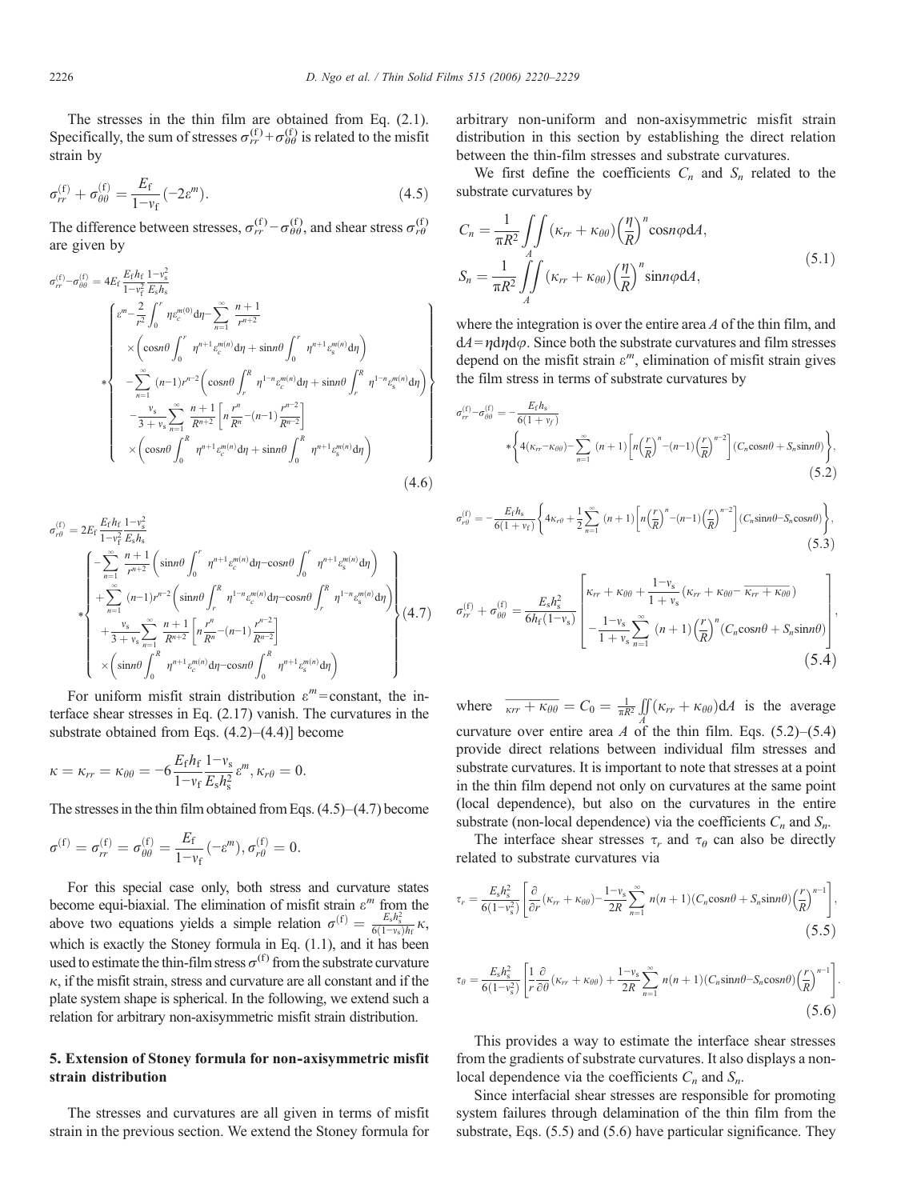The stresses in the thin film are obtained from Eq. (2.1). Specifically, the sum of stresses $\sigma_{rr}^{(f)}+\sigma_{\theta\theta}^{(f)}$ is related to the misfit strain by

$$\sigma_{rr}^{(f)}+\sigma_{\theta\theta}^{(f)}=\frac{E_f}{1-v_f}(-2\varepsilon^m). \tag{4.5}$$

The difference between stresses, $\sigma_{rr}^{(f)}-\sigma_{\theta\theta}^{(f)}$, and shear stress $\sigma_{r\theta}^{(f)}$ are given by

$$\sigma_{rr}^{(f)}-\sigma_{\theta\theta}^{(f)}=4E_f\frac{E_f h_f}{1-v_f^2}\frac{1-v_s^2}{E_s h_s} * \left\{ \begin{array}{l} \varepsilon^m-\dfrac{2}{r^2}\displaystyle\int_0^r \eta\varepsilon_c^{m(0)}d\eta-\sum_{n=1}^{\infty}\frac{n+1}{r^{n+2}} \\ \times\left(\cos n\theta\displaystyle\int_0^r \eta^{n+1}\varepsilon_c^{m(n)}d\eta+\sin n\theta\int_0^r \eta^{n+1}\varepsilon_s^{m(n)}d\eta\right) \\ -\displaystyle\sum_{n=1}^{\infty}(n-1)r^{n-2}\left(\cos n\theta\int_r^R \eta^{1-n}\varepsilon_c^{m(n)}d\eta+\sin n\theta\int_r^R \eta^{1-n}\varepsilon_s^{m(n)}d\eta\right) \\ -\dfrac{v_s}{3+v_s}\displaystyle\sum_{n=1}^{\infty}\frac{n+1}{R^{n+2}}\left[n\frac{r^n}{R^n}-(n-1)\frac{r^{n-2}}{R^{n-2}}\right] \\ \times\left(\cos n\theta\displaystyle\int_0^R \eta^{n+1}\varepsilon_c^{m(n)}d\eta+\sin n\theta\int_0^R \eta^{n+1}\varepsilon_s^{m(n)}d\eta\right) \end{array}\right\} \tag{4.6}$$

$$\sigma_{r\theta}^{(f)}=2E_f\frac{E_f h_f}{1-v_f^2}\frac{1-v_s^2}{E_s h_s} * \left\{ \begin{array}{l} -\displaystyle\sum_{n=1}^{\infty}\frac{n+1}{r^{n+2}}\left(\sin n\theta\int_0^r \eta^{n+1}\varepsilon_c^{m(n)}d\eta-\cos n\theta\int_0^r \eta^{n+1}\varepsilon_s^{m(n)}d\eta\right) \\ +\displaystyle\sum_{n=1}^{\infty}(n-1)r^{n-2}\left(\sin n\theta\int_r^R \eta^{1-n}\varepsilon_c^{m(n)}d\eta-\cos n\theta\int_r^R \eta^{1-n}\varepsilon_s^{m(n)}d\eta\right) \\ +\dfrac{v_s}{3+v_s}\displaystyle\sum_{n=1}^{\infty}\frac{n+1}{R^{n+2}}\left[n\frac{r^n}{R^n}-(n-1)\frac{r^{n-2}}{R^{n-2}}\right] \\ \times\left(\sin n\theta\displaystyle\int_0^R \eta^{n+1}\varepsilon_c^{m(n)}d\eta-\cos n\theta\int_0^R \eta^{n+1}\varepsilon_s^{m(n)}d\eta\right) \end{array}\right\} \tag{4.7}$$

For uniform misfit strain distribution $\varepsilon^m$=constant, the interface shear stresses in Eq. (2.17) vanish. The curvatures in the substrate obtained from Eqs. (4.2)–(4.4)] become

$$\kappa=\kappa_{rr}=\kappa_{\theta\theta}=-6\frac{E_f h_f}{1-v_f}\frac{1-v_s}{E_s h_s^2}\varepsilon^m, \kappa_{r\theta}=0.$$

The stresses in the thin film obtained from Eqs. (4.5)–(4.7) become

$$\sigma^{(f)}=\sigma_{rr}^{(f)}=\sigma_{\theta\theta}^{(f)}=\frac{E_f}{1-v_f}(-\varepsilon^m), \sigma_{r\theta}^{(f)}=0.$$

For this special case only, both stress and curvature states become equi-biaxial. The elimination of misfit strain $\varepsilon^m$ from the above two equations yields a simple relation $\sigma^{(f)}=\frac{E_s h_s^2}{6(1-v_s)h_f}\kappa$, which is exactly the Stoney formula in Eq. (1.1), and it has been used to estimate the thin-film stress $\sigma^{(f)}$ from the substrate curvature $\kappa$, if the misfit strain, stress and curvature are all constant and if the plate system shape is spherical. In the following, we extend such a relation for arbitrary non-axisymmetric misfit strain distribution.

## 5. Extension of Stoney formula for non-axisymmetric misfit strain distribution

The stresses and curvatures are all given in terms of misfit strain in the previous section. We extend the Stoney formula for arbitrary non-uniform and non-axisymmetric misfit strain distribution in this section by establishing the direct relation between the thin-film stresses and substrate curvatures.

We first define the coefficients $C_n$ and $S_n$ related to the substrate curvatures by

$$C_n=\frac{1}{\pi R^2}\iint_A(\kappa_{rr}+\kappa_{\theta\theta})\left(\frac{\eta}{R}\right)^n\cos n\varphi\, dA,$$
$$S_n=\frac{1}{\pi R^2}\iint_A(\kappa_{rr}+\kappa_{\theta\theta})\left(\frac{\eta}{R}\right)^n\sin n\varphi\, dA, \tag{5.1}$$

where the integration is over the entire area $A$ of the thin film, and $dA=\eta d\eta d\varphi$. Since both the substrate curvatures and film stresses depend on the misfit strain $\varepsilon^m$, elimination of misfit strain gives the film stress in terms of substrate curvatures by

$$\sigma_{rr}^{(f)}-\sigma_{\theta\theta}^{(f)}=-\frac{E_f h_s}{6(1+v_f)} * \left\{4(\kappa_{rr}-\kappa_{\theta\theta})-\sum_{n=1}^{\infty}(n+1)\left[n\left(\frac{r}{R}\right)^n-(n-1)\left(\frac{r}{R}\right)^{n-2}\right](C_n\cos n\theta+S_n\sin n\theta)\right\}, \tag{5.2}$$

$$\sigma_{r\theta}^{(f)}=-\frac{E_f h_s}{6(1+v_f)}\left\{4\kappa_{r\theta}+\frac{1}{2}\sum_{n=1}^{\infty}(n+1)\left[n\left(\frac{r}{R}\right)^n-(n-1)\left(\frac{r}{R}\right)^{n-2}\right](C_n\sin n\theta-S_n\cos n\theta)\right\}, \tag{5.3}$$

$$\sigma_{rr}^{(f)}+\sigma_{\theta\theta}^{(f)}=\frac{E_s h_s^2}{6h_f(1-v_s)}\left[\begin{array}{l}\kappa_{rr}+\kappa_{\theta\theta}+\dfrac{1-v_s}{1+v_s}\left(\kappa_{rr}+\kappa_{\theta\theta}-\overline{\kappa_{rr}+\kappa_{\theta\theta}}\right) \\ -\dfrac{1-v_s}{1+v_s}\displaystyle\sum_{n=1}^{\infty}(n+1)\left(\frac{r}{R}\right)^n(C_n\cos n\theta+S_n\sin n\theta)\end{array}\right], \tag{5.4}$$

where $\overline{\kappa_{rr}+\kappa_{\theta\theta}}=C_0=\frac{1}{\pi R^2}\iint_A(\kappa_{rr}+\kappa_{\theta\theta})dA$ is the average curvature over entire area $A$ of the thin film. Eqs. (5.2)–(5.4) provide direct relations between individual film stresses and substrate curvatures. It is important to note that stresses at a point in the thin film depend not only on curvatures at the same point (local dependence), but also on the curvatures in the entire substrate (non-local dependence) via the coefficients $C_n$ and $S_n$.

The interface shear stresses $\tau_r$ and $\tau_\theta$ can also be directly related to substrate curvatures via

$$\tau_r=\frac{E_s h_s^2}{6(1-v_s^2)}\left[\frac{\partial}{\partial r}(\kappa_{rr}+\kappa_{\theta\theta})-\frac{1-v_s}{2R}\sum_{n=1}^{\infty}n(n+1)(C_n\cos n\theta+S_n\sin n\theta)\left(\frac{r}{R}\right)^{n-1}\right], \tag{5.5}$$

$$\tau_\theta=\frac{E_s h_s^2}{6(1-v_s^2)}\left[\frac{1}{r}\frac{\partial}{\partial\theta}(\kappa_{rr}+\kappa_{\theta\theta})+\frac{1-v_s}{2R}\sum_{n=1}^{\infty}n(n+1)(C_n\sin n\theta-S_n\cos n\theta)\left(\frac{r}{R}\right)^{n-1}\right]. \tag{5.6}$$

This provides a way to estimate the interface shear stresses from the gradients of substrate curvatures. It also displays a non-local dependence via the coefficients $C_n$ and $S_n$.

Since interfacial shear stresses are responsible for promoting system failures through delamination of the thin film from the substrate, Eqs. (5.5) and (5.6) have particular significance. They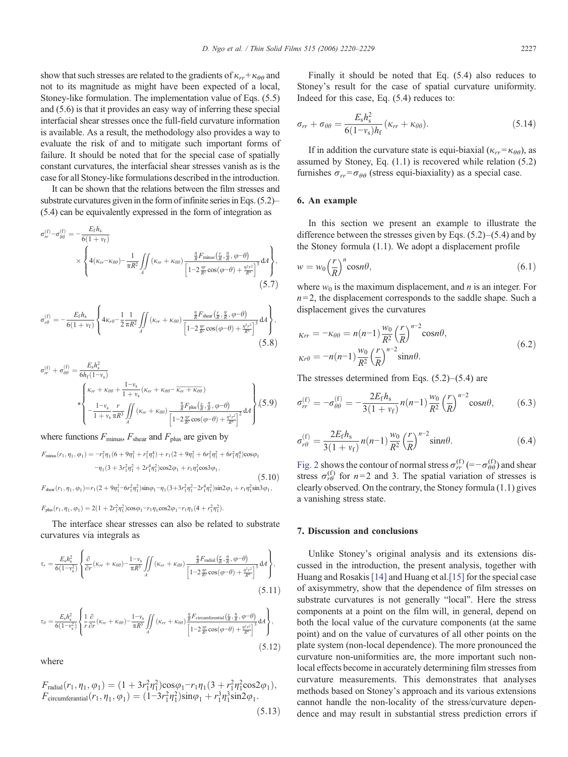show that such stresses are related to the gradients of $\kappa_{rr}+\kappa_{\theta\theta}$ and not to its magnitude as might have been expected of a local, Stoney-like formulation. The implementation value of Eqs. (5.5) and (5.6) is that it provides an easy way of inferring these special interfacial shear stresses once the full-field curvature information is available. As a result, the methodology also provides a way to evaluate the risk of and to mitigate such important forms of failure. It should be noted that for the special case of spatially constant curvatures, the interfacial shear stresses vanish as is the case for all Stoney-like formulations described in the introduction.

It can be shown that the relations between the film stresses and substrate curvatures given in the form of infinite series in Eqs. (5.2)–(5.4) can be equivalently expressed in the form of integration as

$$\sigma_{rr}^{(f)}-\sigma_{\theta\theta}^{(f)} = -\frac{E_f h_s}{6(1+\nu_f)} \times \left\{ 4(\kappa_{rr}-\kappa_{\theta\theta}) - \frac{1}{\pi R^2} \iint_A (\kappa_{rr}+\kappa_{\theta\theta}) \frac{\frac{\eta}{R} F_{\text{minus}}\left(\frac{r}{R}, \frac{\eta}{R}, \varphi-\theta\right)}{\left[1-2\frac{\eta r}{R^2}\cos(\varphi-\theta)+\frac{\eta^2 r^2}{R^4}\right]^3} \mathrm{d}A \right\}, \tag{5.7}$$

$$\sigma_{r\theta}^{(f)} = -\frac{E_f h_s}{6(1+\nu_f)} \left\{ 4\kappa_{r\theta} - \frac{1}{2}\frac{1}{\pi R^2} \iint_A (\kappa_{rr}+\kappa_{\theta\theta}) \frac{\frac{\eta}{R} F_{\text{shear}}\left(\frac{r}{R}, \frac{\eta}{R}, \varphi-\theta\right)}{\left[1-2\frac{\eta r}{R^2}\cos(\varphi-\theta)+\frac{\eta^2 r^2}{R^4}\right]^3} \mathrm{d}A \right\}, \tag{5.8}$$

$$\sigma_{rr}^{(f)}+\sigma_{\theta\theta}^{(f)} = \frac{E_s h_s^2}{6h_f(1-\nu_s)} * \left\{ \begin{array}{l} \kappa_{rr}+\kappa_{\theta\theta} + \frac{1-\nu_s}{1+\nu_s}\left(\kappa_{rr}+\kappa_{\theta\theta} - \overline{\kappa_{rr}+\kappa_{\theta\theta}}\right) \\ -\frac{1-\nu_s}{1+\nu_s}\frac{r}{\pi R^3} \iint_A (\kappa_{rr}+\kappa_{\theta\theta}) \frac{\frac{\eta}{R} F_{\text{plus}}\left(\frac{r}{R}, \frac{\eta}{R}, \varphi-\theta\right)}{\left[1-2\frac{\eta r}{R^2}\cos(\varphi-\theta)+\frac{\eta^2 r^2}{R^4}\right]^2} \mathrm{d}A \end{array} \right\}, \tag{5.9}$$

where functions $F_{\text{minus}}$, $F_{\text{shear}}$ and $F_{\text{plus}}$ are given by

$$\begin{aligned} F_{\text{minus}}(r_1,\eta_1,\varphi_1) &= -r_1^2\eta_1(6+9\eta_1^2+r_1^2\eta_1^4) + r_1(2+9\eta_1^2+6r_1^2\eta_1^2+6r_1^2\eta_1^4)\cos\varphi_1 \\ &\quad -\eta_1(3+3r_1^2\eta_1^2+2r_1^4\eta_1^2)\cos 2\varphi_1 + r_1\eta_1^2\cos 3\varphi_1, \\ F_{\text{shear}}(r_1,\eta_1,\varphi_1) &= r_1(2+9\eta_1^2-6r_1^2\eta_1^2)\sin\varphi_1 - \eta_1(3+3r_1^2\eta_1^2-2r_1^4\eta_1^2)\sin 2\varphi_1 + r_1\eta_1^2\sin 3\varphi_1, \\ F_{\text{plus}}(r_1,\eta_1,\varphi_1) &= 2(1+2r_1^2\eta_1^2)\cos\varphi_1 - r_1\eta_1\cos 2\varphi_1 - r_1\eta_1(4+r_1^2\eta_1^2). \end{aligned} \tag{5.10}$$

The interface shear stresses can also be related to substrate curvatures via integrals as

$$\tau_r = \frac{E_s h_s^2}{6(1-\nu_s^2)} \left\{ \frac{\partial}{\partial r}(\kappa_{rr}+\kappa_{\theta\theta}) - \frac{1-\nu_s}{\pi R^3} \iint_A (\kappa_{rr}+\kappa_{\theta\theta}) \frac{\frac{\eta}{R} F_{\text{radial}}\left(\frac{r}{R}, \frac{\eta}{R}, \varphi-\theta\right)}{\left[1-2\frac{\eta r}{R^2}\cos(\varphi-\theta)+\frac{\eta^2 r^2}{R^4}\right]^3} \mathrm{d}A \right\}, \tag{5.11}$$

$$\tau_\theta = \frac{E_s h_s^2}{6(1-\nu_s^2)} \left\{ \frac{1}{r}\frac{\partial}{\partial r}(\kappa_{rr}+\kappa_{\theta\theta}) - \frac{1-\nu_s}{\pi R^3} \iint_A (\kappa_{rr}+\kappa_{\theta\theta}) \frac{\frac{\eta}{R} F_{\text{circumferential}}\left(\frac{r}{R}, \frac{\eta}{R}, \varphi-\theta\right)}{\left[1-2\frac{\eta r}{R^2}\cos(\varphi-\theta)+\frac{\eta^2 r^2}{R^4}\right]^3} \mathrm{d}A \right\}, \tag{5.12}$$

where

$$\begin{aligned} F_{\text{radial}}(r_1,\eta_1,\varphi_1) &= (1+3r_1^2\eta_1^2)\cos\varphi_1 - r_1\eta_1(3+r_1^2\eta_1^2\cos 2\varphi_1), \\ F_{\text{circumferantial}}(r_1,\eta_1,\varphi_1) &= (1-3r_1^2\eta_1^2)\sin\varphi_1 + r_1^3\eta_1^3\sin 2\varphi_1. \end{aligned} \tag{5.13}$$

Finally it should be noted that Eq. (5.4) also reduces to Stoney's result for the case of spatial curvature uniformity. Indeed for this case, Eq. (5.4) reduces to:

$$\sigma_{rr}+\sigma_{\theta\theta} = \frac{E_s h_s^2}{6(1-\nu_s)h_f}(\kappa_{rr}+\kappa_{\theta\theta}). \tag{5.14}$$

If in addition the curvature state is equi-biaxial ($\kappa_{rr}=\kappa_{\theta\theta}$), as assumed by Stoney, Eq. (1.1) is recovered while relation (5.2) furnishes $\sigma_{rr}=\sigma_{\theta\theta}$ (stress equi-biaxiality) as a special case.

## 6. An example

In this section we present an example to illustrate the difference between the stresses given by Eqs. (5.2)–(5.4) and by the Stoney formula (1.1). We adopt a displacement profile

$$w = w_0\left(\frac{r}{R}\right)^n \cos n\theta, \tag{6.1}$$

where $w_0$ is the maximum displacement, and $n$ is an integer. For $n=2$, the displacement corresponds to the saddle shape. Such a displacement gives the curvatures

$$\begin{aligned} \kappa_{rr} &= -\kappa_{\theta\theta} = n(n-1)\frac{w_0}{R^2}\left(\frac{r}{R}\right)^{n-2}\cos n\theta, \\ \kappa_{r\theta} &= -n(n-1)\frac{w_0}{R^2}\left(\frac{r}{R}\right)^{n-2}\sin n\theta. \end{aligned} \tag{6.2}$$

The stresses determined from Eqs. (5.2)–(5.4) are

$$\sigma_{rr}^{(f)} = -\sigma_{\theta\theta}^{(f)} = -\frac{2E_f h_s}{3(1+\nu_f)} n(n-1)\frac{w_0}{R^2}\left(\frac{r}{R}\right)^{n-2}\cos n\theta, \tag{6.3}$$

$$\sigma_{r\theta}^{(f)} = \frac{2E_f h_s}{3(1+\nu_f)} n(n-1)\frac{w_0}{R^2}\left(\frac{r}{R}\right)^{n-2}\sin n\theta. \tag{6.4}$$

Fig. 2 shows the contour of normal stress $\sigma_{rr}^{(f)}$ $(=-\sigma_{\theta\theta}^{(f)})$ and shear stress $\sigma_{r\theta}^{(f)}$ for $n=2$ and 3. The spatial variation of stresses is clearly observed. On the contrary, the Stoney formula (1.1) gives a vanishing stress state.

## 7. Discussion and conclusions

Unlike Stoney's original analysis and its extensions discussed in the introduction, the present analysis, together with Huang and Rosakis [14] and Huang et al.[15] for the special case of axisymmetry, show that the dependence of film stresses on substrate curvatures is not generally "local". Here the stress components at a point on the film will, in general, depend on both the local value of the curvature components (at the same point) and on the value of curvatures of all other points on the plate system (non-local dependence). The more pronounced the curvature non-uniformities are, the more important such non-local effects become in accurately determining film stresses from curvature measurements. This demonstrates that analyses methods based on Stoney's approach and its various extensions cannot handle the non-locality of the stress/curvature dependence and may result in substantial stress prediction errors if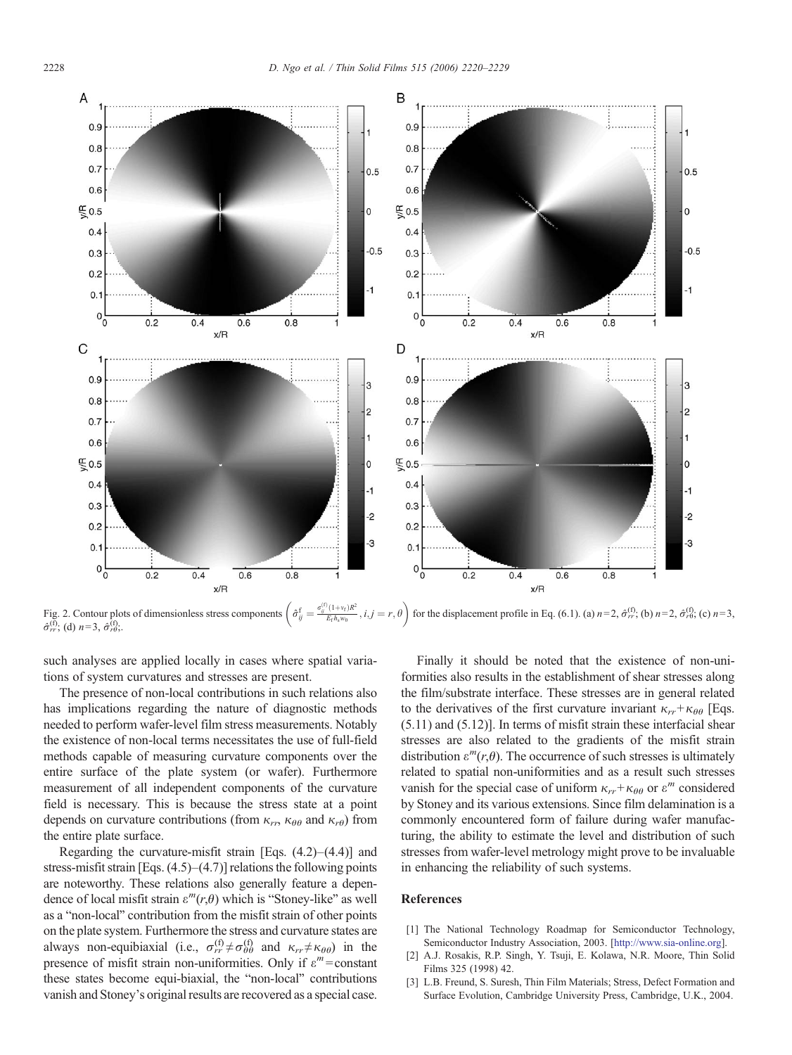Fig. 2. Contour plots of dimensionless stress components $\left(\hat{\sigma}_{ij}^{\mathrm{f}} = \frac{\sigma_{ij}^{(\mathrm{f})}(1+\nu_{\mathrm{f}})R^2}{E_{\mathrm{f}} h_{\mathrm{s}} w_0}, i,j = r,\theta\right)$ for the displacement profile in Eq. (6.1). (a) $n=2$, $\hat{\sigma}_{rr}^{(\mathrm{f})}$; (b) $n=2$, $\hat{\sigma}_{r\theta}^{(\mathrm{f})}$; (c) $n=3$, $\hat{\sigma}_{rr}^{(\mathrm{f})}$; (d) $n=3$, $\hat{\sigma}_{r\theta}^{(\mathrm{f})}$.

such analyses are applied locally in cases where spatial variations of system curvatures and stresses are present.

The presence of non-local contributions in such relations also has implications regarding the nature of diagnostic methods needed to perform wafer-level film stress measurements. Notably the existence of non-local terms necessitates the use of full-field methods capable of measuring curvature components over the entire surface of the plate system (or wafer). Furthermore measurement of all independent components of the curvature field is necessary. This is because the stress state at a point depends on curvature contributions (from $\kappa_{rr}$, $\kappa_{\theta\theta}$ and $\kappa_{r\theta}$) from the entire plate surface.

Regarding the curvature-misfit strain [Eqs. (4.2)–(4.4)] and stress-misfit strain [Eqs. (4.5)–(4.7)] relations the following points are noteworthy. These relations also generally feature a dependence of local misfit strain $\varepsilon^m(r,\theta)$ which is "Stoney-like" as well as a "non-local" contribution from the misfit strain of other points on the plate system. Furthermore the stress and curvature states are always non-equibiaxial (i.e., $\sigma_{rr}^{(\mathrm{f})} \neq \sigma_{\theta\theta}^{(\mathrm{f})}$ and $\kappa_{rr} \neq \kappa_{\theta\theta}$) in the presence of misfit strain non-uniformities. Only if $\varepsilon^m = $constant these states become equi-biaxial, the "non-local" contributions vanish and Stoney's original results are recovered as a special case.

Finally it should be noted that the existence of non-uniformities also results in the establishment of shear stresses along the film/substrate interface. These stresses are in general related to the derivatives of the first curvature invariant $\kappa_{rr} + \kappa_{\theta\theta}$ [Eqs. (5.11) and (5.12)]. In terms of misfit strain these interfacial shear stresses are also related to the gradients of the misfit strain distribution $\varepsilon^m(r,\theta)$. The occurrence of such stresses is ultimately related to spatial non-uniformities and as a result such stresses vanish for the special case of uniform $\kappa_{rr} + \kappa_{\theta\theta}$ or $\varepsilon^m$ considered by Stoney and its various extensions. Since film delamination is a commonly encountered form of failure during wafer manufacturing, the ability to estimate the level and distribution of such stresses from wafer-level metrology might prove to be invaluable in enhancing the reliability of such systems.

## References

[1] The National Technology Roadmap for Semiconductor Technology, Semiconductor Industry Association, 2003. [http://www.sia-online.org].

[2] A.J. Rosakis, R.P. Singh, Y. Tsuji, E. Kolawa, N.R. Moore, Thin Solid Films 325 (1998) 42.

[3] L.B. Freund, S. Suresh, Thin Film Materials; Stress, Defect Formation and Surface Evolution, Cambridge University Press, Cambridge, U.K., 2004.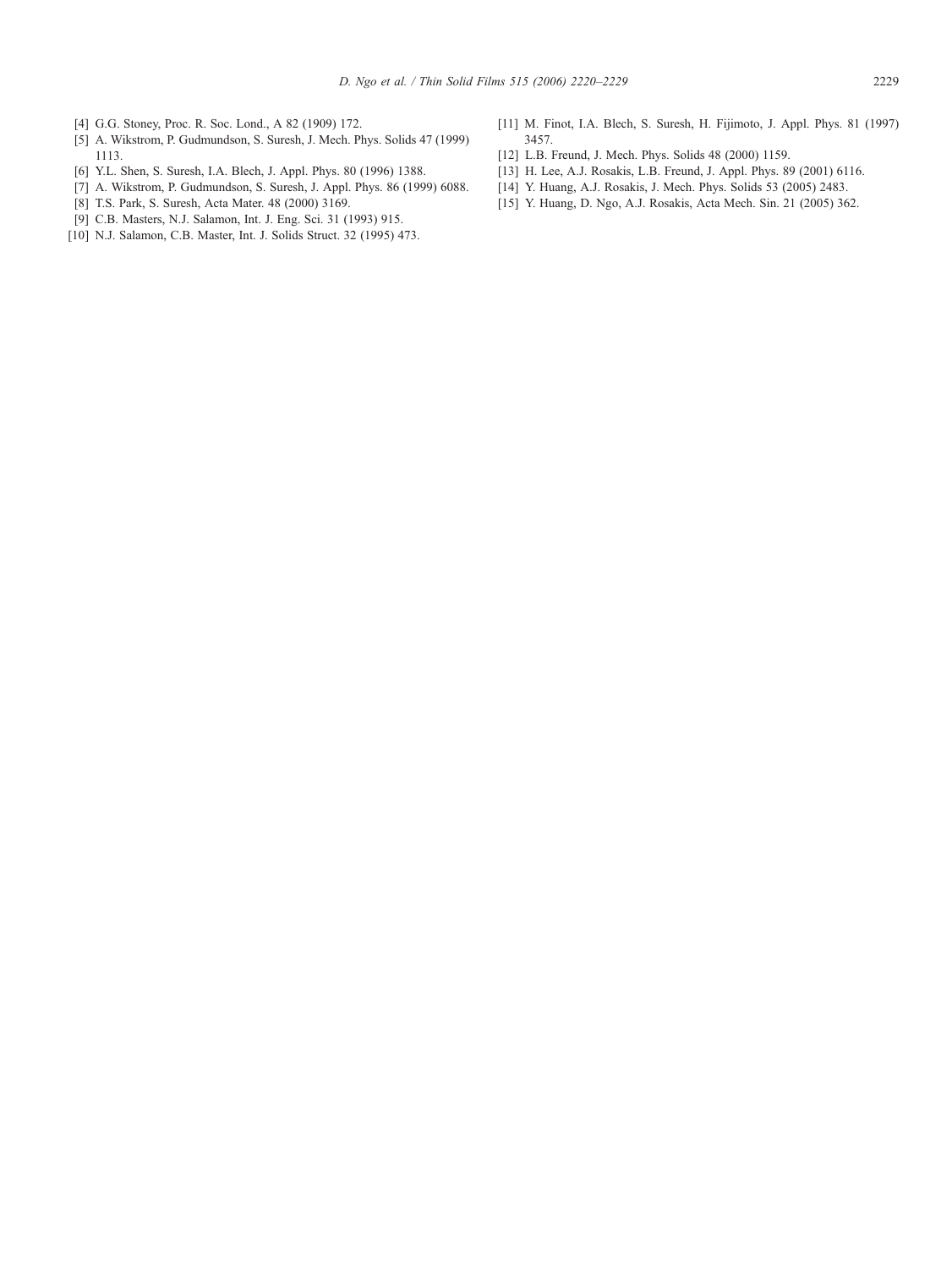[4] G.G. Stoney, Proc. R. Soc. Lond., A 82 (1909) 172.

[5] A. Wikstrom, P. Gudmundson, S. Suresh, J. Mech. Phys. Solids 47 (1999) 1113.

[6] Y.L. Shen, S. Suresh, I.A. Blech, J. Appl. Phys. 80 (1996) 1388.

[7] A. Wikstrom, P. Gudmundson, S. Suresh, J. Appl. Phys. 86 (1999) 6088.

[8] T.S. Park, S. Suresh, Acta Mater. 48 (2000) 3169.

[9] C.B. Masters, N.J. Salamon, Int. J. Eng. Sci. 31 (1993) 915.

[10] N.J. Salamon, C.B. Master, Int. J. Solids Struct. 32 (1995) 473.

[11] M. Finot, I.A. Blech, S. Suresh, H. Fijimoto, J. Appl. Phys. 81 (1997) 3457.

[12] L.B. Freund, J. Mech. Phys. Solids 48 (2000) 1159.

[13] H. Lee, A.J. Rosakis, L.B. Freund, J. Appl. Phys. 89 (2001) 6116.

[14] Y. Huang, A.J. Rosakis, J. Mech. Phys. Solids 53 (2005) 2483.

[15] Y. Huang, D. Ngo, A.J. Rosakis, Acta Mech. Sin. 21 (2005) 362.